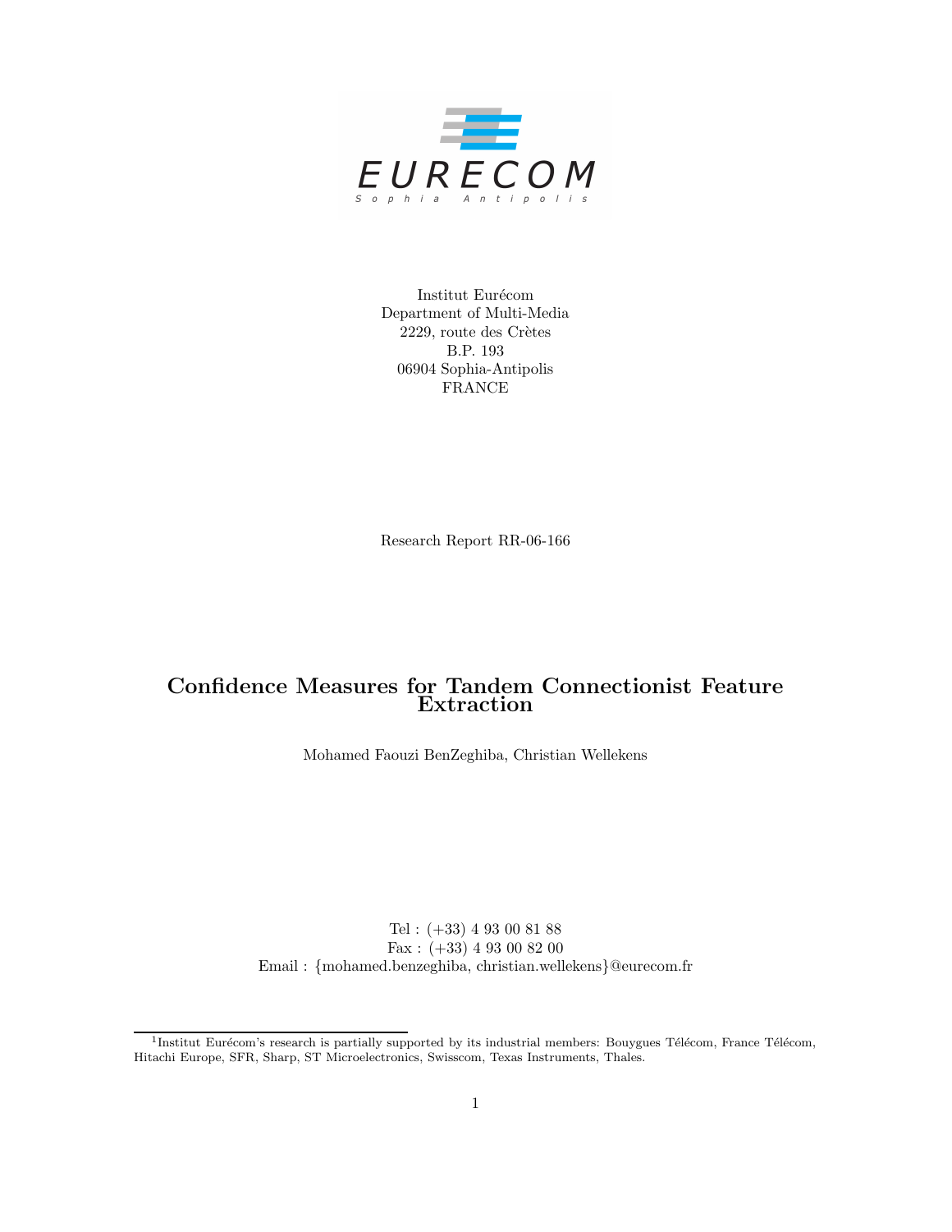EURECOM

Sophia Antipolis

Institut Eurécom
Department of Multi-Media
2229, route des Crètes
B.P. 193
06904 Sophia-Antipolis
FRANCE

Research Report RR-06-166

# Confidence Measures for Tandem Connectionist Feature Extraction

Mohamed Faouzi BenZeghiba, Christian Wellekens

Tel : (+33) 4 93 00 81 88
Fax : (+33) 4 93 00 82 00
Email : {mohamed.benzeghiba, christian.wellekens}@eurecom.fr

[1]Institut Eurécom's research is partially supported by its industrial members: Bouygues Télécom, France Télécom, Hitachi Europe, SFR, Sharp, ST Microelectronics, Swisscom, Texas Instruments, Thales.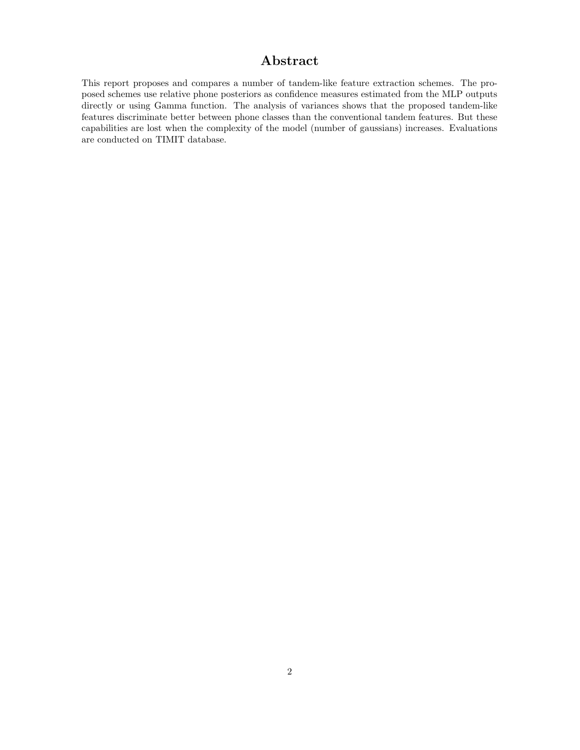# Abstract

This report proposes and compares a number of tandem-like feature extraction schemes. The proposed schemes use relative phone posteriors as confidence measures estimated from the MLP outputs directly or using Gamma function. The analysis of variances shows that the proposed tandem-like features discriminate better between phone classes than the conventional tandem features. But these capabilities are lost when the complexity of the model (number of gaussians) increases. Evaluations are conducted on TIMIT database.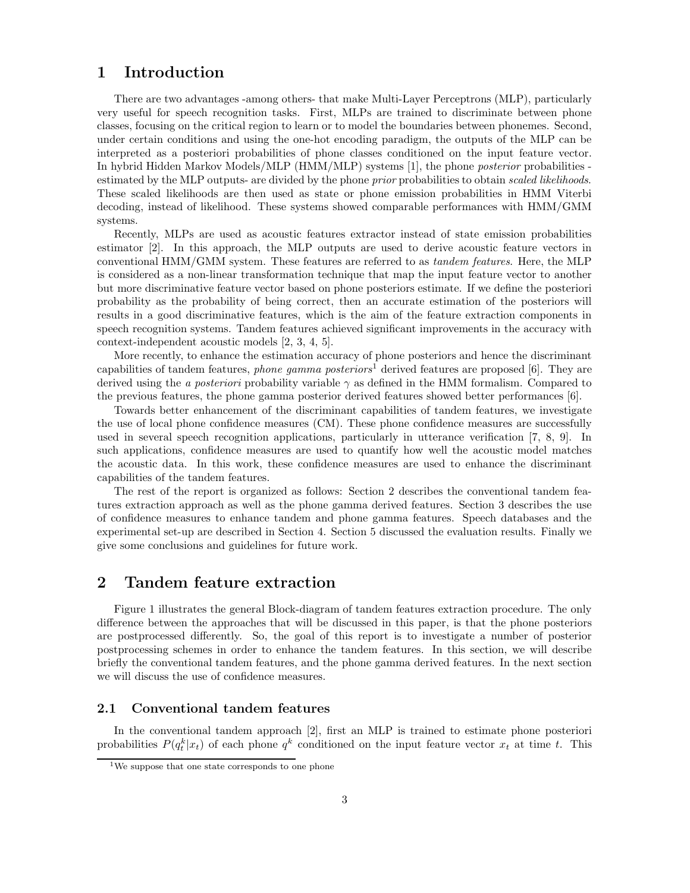# 1 Introduction

There are two advantages -among others- that make Multi-Layer Perceptrons (MLP), particularly very useful for speech recognition tasks. First, MLPs are trained to discriminate between phone classes, focusing on the critical region to learn or to model the boundaries between phonemes. Second, under certain conditions and using the one-hot encoding paradigm, the outputs of the MLP can be interpreted as a posteriori probabilities of phone classes conditioned on the input feature vector. In hybrid Hidden Markov Models/MLP (HMM/MLP) systems [1], the phone *posterior* probabilities - estimated by the MLP outputs- are divided by the phone *prior* probabilities to obtain *scaled likelihoods*. These scaled likelihoods are then used as state or phone emission probabilities in HMM Viterbi decoding, instead of likelihood. These systems showed comparable performances with HMM/GMM systems.

Recently, MLPs are used as acoustic features extractor instead of state emission probabilities estimator [2]. In this approach, the MLP outputs are used to derive acoustic feature vectors in conventional HMM/GMM system. These features are referred to as *tandem features*. Here, the MLP is considered as a non-linear transformation technique that map the input feature vector to another but more discriminative feature vector based on phone posteriors estimate. If we define the posteriori probability as the probability of being correct, then an accurate estimation of the posteriors will results in a good discriminative features, which is the aim of the feature extraction components in speech recognition systems. Tandem features achieved significant improvements in the accuracy with context-independent acoustic models [2, 3, 4, 5].

More recently, to enhance the estimation accuracy of phone posteriors and hence the discriminant capabilities of tandem features, *phone gamma posteriors*[1] derived features are proposed [6]. They are derived using the *a posteriori* probability variable $\gamma$ as defined in the HMM formalism. Compared to the previous features, the phone gamma posterior derived features showed better performances [6].

Towards better enhancement of the discriminant capabilities of tandem features, we investigate the use of local phone confidence measures (CM). These phone confidence measures are successfully used in several speech recognition applications, particularly in utterance verification [7, 8, 9]. In such applications, confidence measures are used to quantify how well the acoustic model matches the acoustic data. In this work, these confidence measures are used to enhance the discriminant capabilities of the tandem features.

The rest of the report is organized as follows: Section 2 describes the conventional tandem features extraction approach as well as the phone gamma derived features. Section 3 describes the use of confidence measures to enhance tandem and phone gamma features. Speech databases and the experimental set-up are described in Section 4. Section 5 discussed the evaluation results. Finally we give some conclusions and guidelines for future work.

# 2 Tandem feature extraction

Figure 1 illustrates the general Block-diagram of tandem features extraction procedure. The only difference between the approaches that will be discussed in this paper, is that the phone posteriors are postprocessed differently. So, the goal of this report is to investigate a number of posterior postprocessing schemes in order to enhance the tandem features. In this section, we will describe briefly the conventional tandem features, and the phone gamma derived features. In the next section we will discuss the use of confidence measures.

## 2.1 Conventional tandem features

In the conventional tandem approach [2], first an MLP is trained to estimate phone posteriori probabilities $P(q_t^k|x_t)$ of each phone $q^k$ conditioned on the input feature vector $x_t$ at time $t$. This

[1] We suppose that one state corresponds to one phone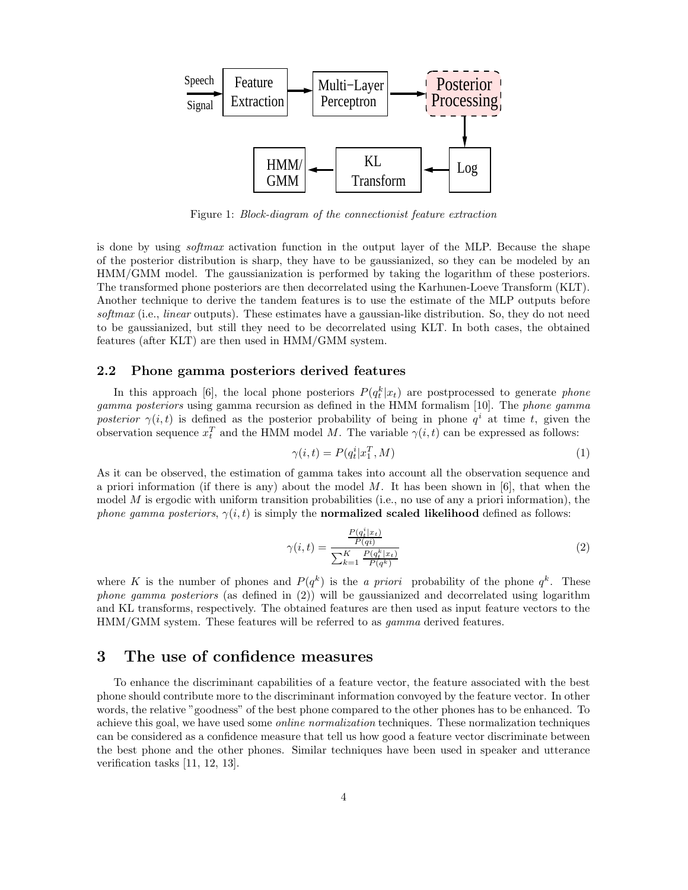Figure 1: *Block-diagram of the connectionist feature extraction*

is done by using *softmax* activation function in the output layer of the MLP. Because the shape of the posterior distribution is sharp, they have to be gaussianized, so they can be modeled by an HMM/GMM model. The gaussianization is performed by taking the logarithm of these posteriors. The transformed phone posteriors are then decorrelated using the Karhunen-Loeve Transform (KLT). Another technique to derive the tandem features is to use the estimate of the MLP outputs before *softmax* (i.e., *linear* outputs). These estimates have a gaussian-like distribution. So, they do not need to be gaussianized, but still they need to be decorrelated using KLT. In both cases, the obtained features (after KLT) are then used in HMM/GMM system.

## 2.2 Phone gamma posteriors derived features

In this approach [6], the local phone posteriors $P(q_t^k|x_t)$ are postprocessed to generate *phone gamma posteriors* using gamma recursion as defined in the HMM formalism [10]. The *phone gamma posterior* $\gamma(i,t)$ is defined as the posterior probability of being in phone $q^i$ at time $t$, given the observation sequence $x_t^T$ and the HMM model $M$. The variable $\gamma(i,t)$ can be expressed as follows:

$$\gamma(i,t) = P(q_t^i|x_1^T, M) \tag{1}$$

As it can be observed, the estimation of gamma takes into account all the observation sequence and a priori information (if there is any) about the model $M$. It has been shown in [6], that when the model $M$ is ergodic with uniform transition probabilities (i.e., no use of any a priori information), the *phone gamma posteriors*, $\gamma(i,t)$ is simply the **normalized scaled likelihood** defined as follows:

$$\gamma(i,t) = \frac{\frac{P(q_t^i|x_t)}{P(qi)}}{\sum_{k=1}^{K} \frac{P(q_t^k|x_t)}{P(q^k)}} \tag{2}$$

where $K$ is the number of phones and $P(q^k)$ is the *a priori* probability of the phone $q^k$. These *phone gamma posteriors* (as defined in (2)) will be gaussianized and decorrelated using logarithm and KL transforms, respectively. The obtained features are then used as input feature vectors to the HMM/GMM system. These features will be referred to as *gamma* derived features.

# 3 The use of confidence measures

To enhance the discriminant capabilities of a feature vector, the feature associated with the best phone should contribute more to the discriminant information convoyed by the feature vector. In other words, the relative "goodness" of the best phone compared to the other phones has to be enhanced. To achieve this goal, we have used some *online normalization* techniques. These normalization techniques can be considered as a confidence measure that tell us how good a feature vector discriminate between the best phone and the other phones. Similar techniques have been used in speaker and utterance verification tasks [11, 12, 13].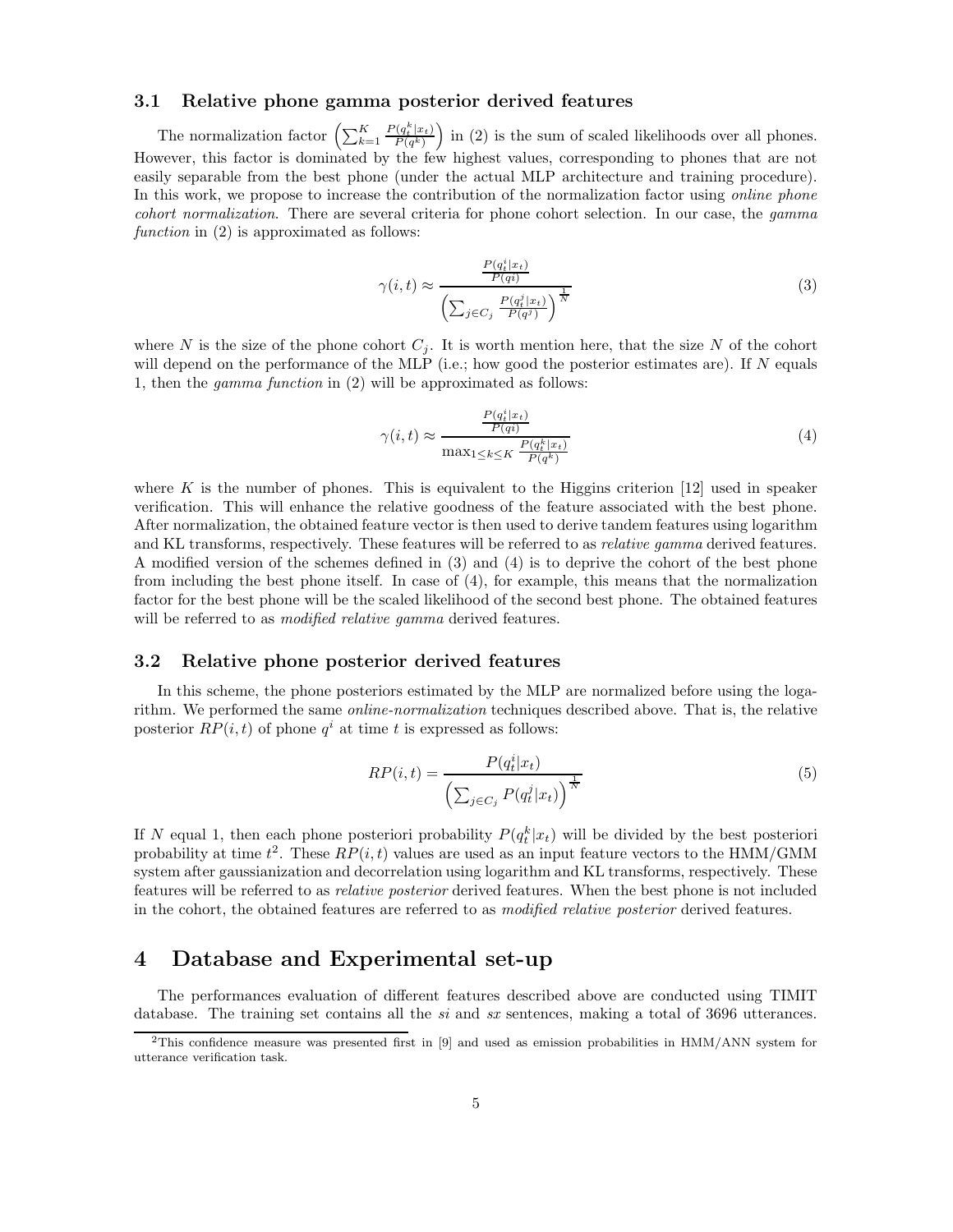### 3.1 Relative phone gamma posterior derived features

The normalization factor $\left(\sum_{k=1}^{K} \frac{P(q_t^k|x_t)}{P(q^k)}\right)$ in (2) is the sum of scaled likelihoods over all phones. However, this factor is dominated by the few highest values, corresponding to phones that are not easily separable from the best phone (under the actual MLP architecture and training procedure). In this work, we propose to increase the contribution of the normalization factor using *online phone cohort normalization*. There are several criteria for phone cohort selection. In our case, the *gamma function* in (2) is approximated as follows:

$$\gamma(i,t) \approx \frac{\frac{P(q_t^i|x_t)}{P(qi)}}{\left(\sum_{j \in C_j} \frac{P(q_t^j|x_t)}{P(q^j)}\right)^{\frac{1}{N}}} \tag{3}$$

where $N$ is the size of the phone cohort $C_j$. It is worth mention here, that the size $N$ of the cohort will depend on the performance of the MLP (i.e.; how good the posterior estimates are). If $N$ equals 1, then the *gamma function* in (2) will be approximated as follows:

$$\gamma(i,t) \approx \frac{\frac{P(q_t^i|x_t)}{P(qi)}}{\max_{1 \le k \le K} \frac{P(q_t^k|x_t)}{P(q^k)}} \tag{4}$$

where $K$ is the number of phones. This is equivalent to the Higgins criterion [12] used in speaker verification. This will enhance the relative goodness of the feature associated with the best phone. After normalization, the obtained feature vector is then used to derive tandem features using logarithm and KL transforms, respectively. These features will be referred to as *relative gamma* derived features. A modified version of the schemes defined in (3) and (4) is to deprive the cohort of the best phone from including the best phone itself. In case of (4), for example, this means that the normalization factor for the best phone will be the scaled likelihood of the second best phone. The obtained features will be referred to as *modified relative gamma* derived features.

### 3.2 Relative phone posterior derived features

In this scheme, the phone posteriors estimated by the MLP are normalized before using the logarithm. We performed the same *online-normalization* techniques described above. That is, the relative posterior $RP(i,t)$ of phone $q^i$ at time $t$ is expressed as follows:

$$RP(i,t) = \frac{P(q_t^i|x_t)}{\left(\sum_{j \in C_j} P(q_t^j|x_t)\right)^{\frac{1}{N}}} \tag{5}$$

If $N$ equal 1, then each phone posteriori probability $P(q_t^k|x_t)$ will be divided by the best posteriori probability at time $t$[2]. These $RP(i,t)$ values are used as an input feature vectors to the HMM/GMM system after gaussianization and decorrelation using logarithm and KL transforms, respectively. These features will be referred to as *relative posterior* derived features. When the best phone is not included in the cohort, the obtained features are referred to as *modified relative posterior* derived features.

# 4 Database and Experimental set-up

The performances evaluation of different features described above are conducted using TIMIT database. The training set contains all the *si* and *sx* sentences, making a total of 3696 utterances.

[2] This confidence measure was presented first in [9] and used as emission probabilities in HMM/ANN system for utterance verification task.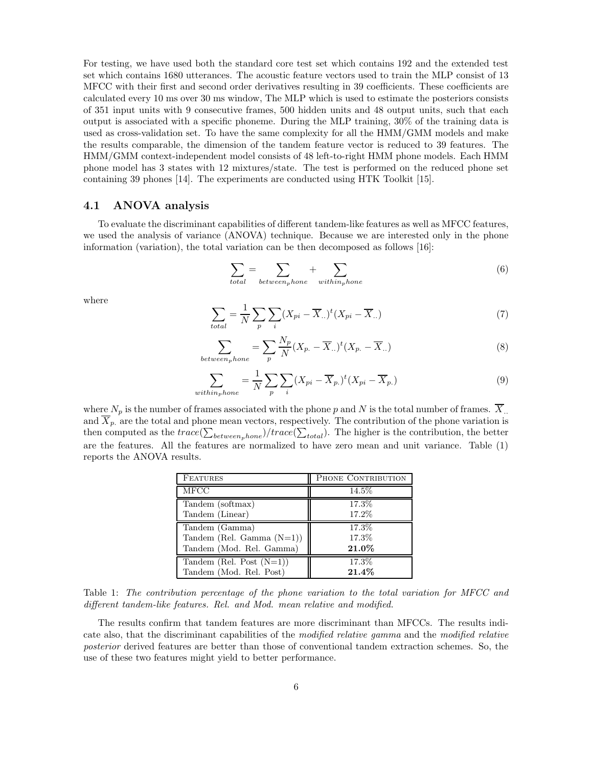For testing, we have used both the standard core test set which contains 192 and the extended test set which contains 1680 utterances. The acoustic feature vectors used to train the MLP consist of 13 MFCC with their first and second order derivatives resulting in 39 coefficients. These coefficients are calculated every 10 ms over 30 ms window, The MLP which is used to estimate the posteriors consists of 351 input units with 9 consecutive frames, 500 hidden units and 48 output units, such that each output is associated with a specific phoneme. During the MLP training, 30% of the training data is used as cross-validation set. To have the same complexity for all the HMM/GMM models and make the results comparable, the dimension of the tandem feature vector is reduced to 39 features. The HMM/GMM context-independent model consists of 48 left-to-right HMM phone models. Each HMM phone model has 3 states with 12 mixtures/state. The test is performed on the reduced phone set containing 39 phones [14]. The experiments are conducted using HTK Toolkit [15].

## 4.1 ANOVA analysis

To evaluate the discriminant capabilities of different tandem-like features as well as MFCC features, we used the analysis of variance (ANOVA) technique. Because we are interested only in the phone information (variation), the total variation can be then decomposed as follows [16]:

$$\sum_{total} = \sum_{between_phone} + \sum_{within_phone} \tag{6}$$

where

$$\sum_{total} = \frac{1}{N} \sum_{p} \sum_{i} (X_{pi} - \overline{X}_{..})^t (X_{pi} - \overline{X}_{..}) \tag{7}$$

$$\sum_{between_phone} = \sum_{p} \frac{N_p}{N} (X_{p.} - \overline{X}_{..})^t (X_{p.} - \overline{X}_{..}) \tag{8}$$

$$\sum_{within_phone} = \frac{1}{N} \sum_{p} \sum_{i} (X_{pi} - \overline{X}_{p.})^t (X_{pi} - \overline{X}_{p.}) \tag{9}$$

where $N_p$ is the number of frames associated with the phone $p$ and $N$ is the total number of frames. $\overline{X}_{..}$ and $\overline{X}_{p.}$ are the total and phone mean vectors, respectively. The contribution of the phone variation is then computed as the $trace(\sum_{between_phone})/trace(\sum_{total})$. The higher is the contribution, the better are the features. All the features are normalized to have zero mean and unit variance. Table (1) reports the ANOVA results.

| Features | Phone Contribution |
|---|---|
| MFCC | 14.5% |
| Tandem (softmax) | 17.3% |
| Tandem (Linear) | 17.2% |
| Tandem (Gamma) | 17.3% |
| Tandem (Rel. Gamma (N=1)) | 17.3% |
| Tandem (Mod. Rel. Gamma) | **21.0%** |
| Tandem (Rel. Post (N=1)) | 17.3% |
| Tandem (Mod. Rel. Post) | **21.4%** |

Table 1: *The contribution percentage of the phone variation to the total variation for MFCC and different tandem-like features. Rel. and Mod. mean relative and modified.*

The results confirm that tandem features are more discriminant than MFCCs. The results indicate also, that the discriminant capabilities of the *modified relative gamma* and the *modified relative posterior* derived features are better than those of conventional tandem extraction schemes. So, the use of these two features might yield to better performance.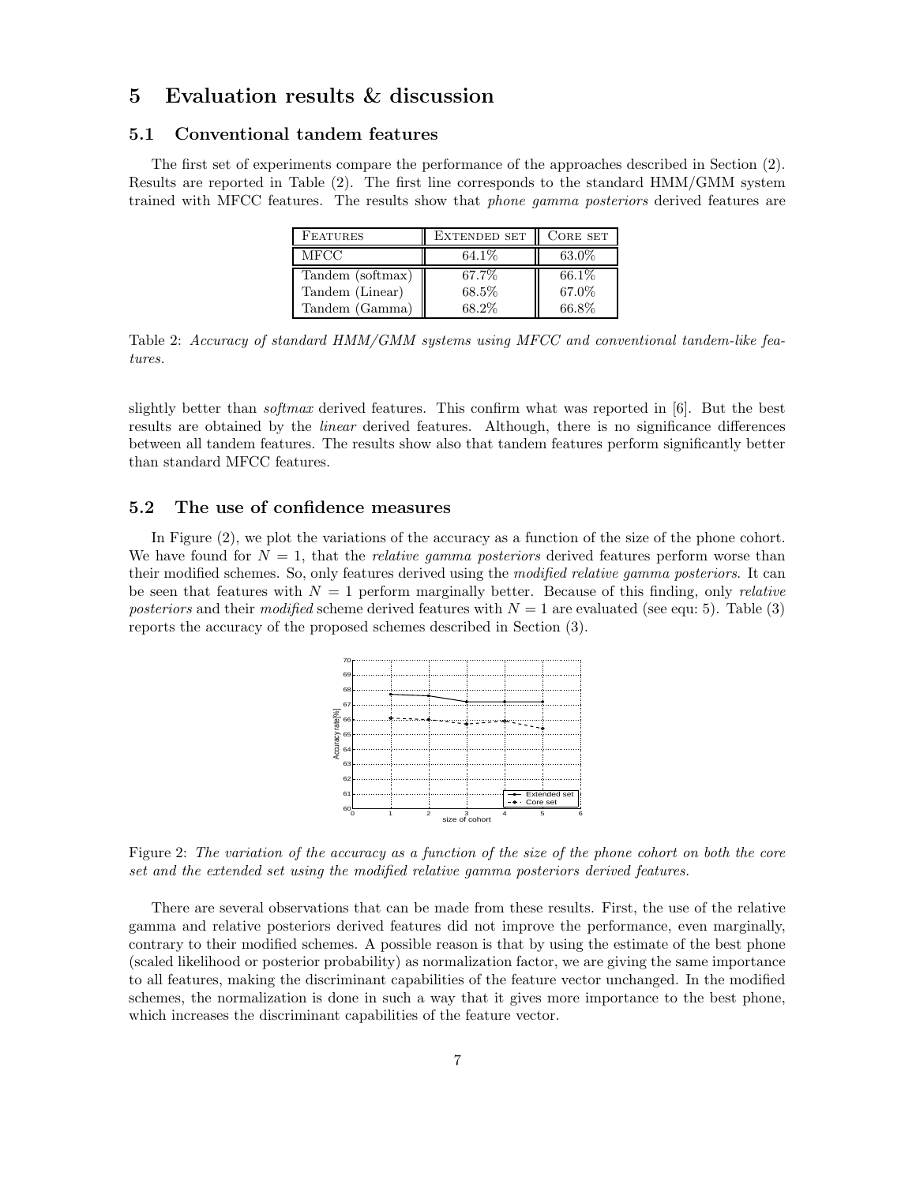# 5 Evaluation results & discussion

## 5.1 Conventional tandem features

The first set of experiments compare the performance of the approaches described in Section (2). Results are reported in Table (2). The first line corresponds to the standard HMM/GMM system trained with MFCC features. The results show that *phone gamma posteriors* derived features are slightly better than *softmax* derived features. This confirm what was reported in [6]. But the best results are obtained by the *linear* derived features. Although, there is no significance differences between all tandem features. The results show also that tandem features perform significantly better than standard MFCC features.

| FEATURES | EXTENDED SET | CORE SET |
|---|---|---|
| MFCC | 64.1% | 63.0% |
| Tandem (softmax) | 67.7% | 66.1% |
| Tandem (Linear) | 68.5% | 67.0% |
| Tandem (Gamma) | 68.2% | 66.8% |

Table 2: *Accuracy of standard HMM/GMM systems using MFCC and conventional tandem-like features.*

## 5.2 The use of confidence measures

In Figure (2), we plot the variations of the accuracy as a function of the size of the phone cohort. We have found for $N = 1$, that the *relative gamma posteriors* derived features perform worse than their modified schemes. So, only features derived using the *modified relative gamma posteriors*. It can be seen that features with $N = 1$ perform marginally better. Because of this finding, only *relative posteriors* and their *modified* scheme derived features with $N = 1$ are evaluated (see equ: 5). Table (3) reports the accuracy of the proposed schemes described in Section (3).

Figure 2: *The variation of the accuracy as a function of the size of the phone cohort on both the core set and the extended set using the modified relative gamma posteriors derived features.*

There are several observations that can be made from these results. First, the use of the relative gamma and relative posteriors derived features did not improve the performance, even marginally, contrary to their modified schemes. A possible reason is that by using the estimate of the best phone (scaled likelihood or posterior probability) as normalization factor, we are giving the same importance to all features, making the discriminant capabilities of the feature vector unchanged. In the modified schemes, the normalization is done in such a way that it gives more importance to the best phone, which increases the discriminant capabilities of the feature vector.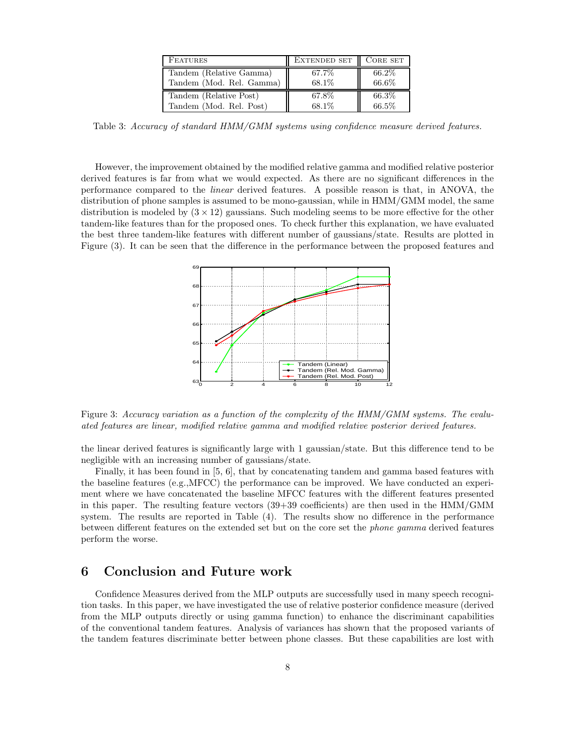| Features | Extended set | Core set |
|---|---|---|
| Tandem (Relative Gamma) | 67.7% | 66.2% |
| Tandem (Mod. Rel. Gamma) | 68.1% | 66.6% |
| Tandem (Relative Post) | 67.8% | 66.3% |
| Tandem (Mod. Rel. Post) | 68.1% | 66.5% |

Table 3: *Accuracy of standard HMM/GMM systems using confidence measure derived features.*

However, the improvement obtained by the modified relative gamma and modified relative posterior derived features is far from what we would expected. As there are no significant differences in the performance compared to the *linear* derived features. A possible reason is that, in ANOVA, the distribution of phone samples is assumed to be mono-gaussian, while in HMM/GMM model, the same distribution is modeled by $(3 \times 12)$ gaussians. Such modeling seems to be more effective for the other tandem-like features than for the proposed ones. To check further this explanation, we have evaluated the best three tandem-like features with different number of gaussians/state. Results are plotted in Figure (3). It can be seen that the difference in the performance between the proposed features and

Figure 3: *Accuracy variation as a function of the complexity of the HMM/GMM systems. The evaluated features are linear, modified relative gamma and modified relative posterior derived features.*

the linear derived features is significantly large with 1 gaussian/state. But this difference tend to be negligible with an increasing number of gaussians/state.

Finally, it has been found in [5, 6], that by concatenating tandem and gamma based features with the baseline features (e.g.,MFCC) the performance can be improved. We have conducted an experiment where we have concatenated the baseline MFCC features with the different features presented in this paper. The resulting feature vectors (39+39 coefficients) are then used in the HMM/GMM system. The results are reported in Table (4). The results show no difference in the performance between different features on the extended set but on the core set the *phone gamma* derived features perform the worse.

## 6 Conclusion and Future work

Confidence Measures derived from the MLP outputs are successfully used in many speech recognition tasks. In this paper, we have investigated the use of relative posterior confidence measure (derived from the MLP outputs directly or using gamma function) to enhance the discriminant capabilities of the conventional tandem features. Analysis of variances has shown that the proposed variants of the tandem features discriminate better between phone classes. But these capabilities are lost with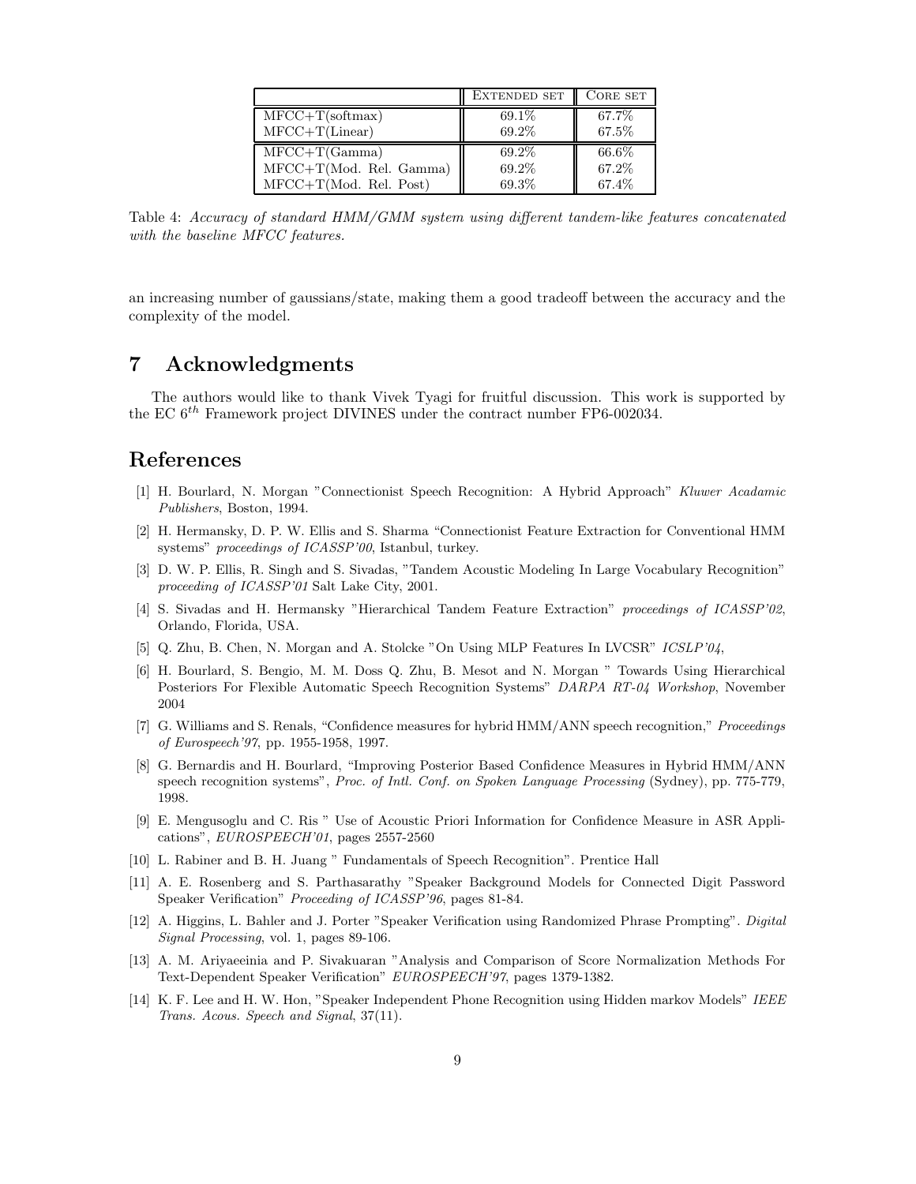| | Extended set | Core set |
|---|---|---|
| MFCC+T(softmax) | 69.1% | 67.7% |
| MFCC+T(Linear) | 69.2% | 67.5% |
| MFCC+T(Gamma) | 69.2% | 66.6% |
| MFCC+T(Mod. Rel. Gamma) | 69.2% | 67.2% |
| MFCC+T(Mod. Rel. Post) | 69.3% | 67.4% |

Table 4: *Accuracy of standard HMM/GMM system using different tandem-like features concatenated with the baseline MFCC features.*

an increasing number of gaussians/state, making them a good tradeoff between the accuracy and the complexity of the model.

# 7 Acknowledgments

The authors would like to thank Vivek Tyagi for fruitful discussion. This work is supported by the EC $6^{th}$ Framework project DIVINES under the contract number FP6-002034.

# References

[1] H. Bourlard, N. Morgan "Connectionist Speech Recognition: A Hybrid Approach" *Kluwer Acadamic Publishers*, Boston, 1994.

[2] H. Hermansky, D. P. W. Ellis and S. Sharma "Connectionist Feature Extraction for Conventional HMM systems" *proceedings of ICASSP'00*, Istanbul, turkey.

[3] D. W. P. Ellis, R. Singh and S. Sivadas, "Tandem Acoustic Modeling In Large Vocabulary Recognition" *proceeding of ICASSP'01* Salt Lake City, 2001.

[4] S. Sivadas and H. Hermansky "Hierarchical Tandem Feature Extraction" *proceedings of ICASSP'02*, Orlando, Florida, USA.

[5] Q. Zhu, B. Chen, N. Morgan and A. Stolcke "On Using MLP Features In LVCSR" *ICSLP'04*,

[6] H. Bourlard, S. Bengio, M. M. Doss Q. Zhu, B. Mesot and N. Morgan " Towards Using Hierarchical Posteriors For Flexible Automatic Speech Recognition Systems" *DARPA RT-04 Workshop*, November 2004

[7] G. Williams and S. Renals, "Confidence measures for hybrid HMM/ANN speech recognition," *Proceedings of Eurospeech'97*, pp. 1955-1958, 1997.

[8] G. Bernardis and H. Bourlard, "Improving Posterior Based Confidence Measures in Hybrid HMM/ANN speech recognition systems", *Proc. of Intl. Conf. on Spoken Language Processing* (Sydney), pp. 775-779, 1998.

[9] E. Mengusoglu and C. Ris " Use of Acoustic Priori Information for Confidence Measure in ASR Applications", *EUROSPEECH'01*, pages 2557-2560

[10] L. Rabiner and B. H. Juang " Fundamentals of Speech Recognition". Prentice Hall

[11] A. E. Rosenberg and S. Parthasarathy "Speaker Background Models for Connected Digit Password Speaker Verification" *Proceeding of ICASSP'96*, pages 81-84.

[12] A. Higgins, L. Bahler and J. Porter "Speaker Verification using Randomized Phrase Prompting". *Digital Signal Processing*, vol. 1, pages 89-106.

[13] A. M. Ariyaeeinia and P. Sivakuaran "Analysis and Comparison of Score Normalization Methods For Text-Dependent Speaker Verification" *EUROSPEECH'97*, pages 1379-1382.

[14] K. F. Lee and H. W. Hon, "Speaker Independent Phone Recognition using Hidden markov Models" *IEEE Trans. Acous. Speech and Signal*, 37(11).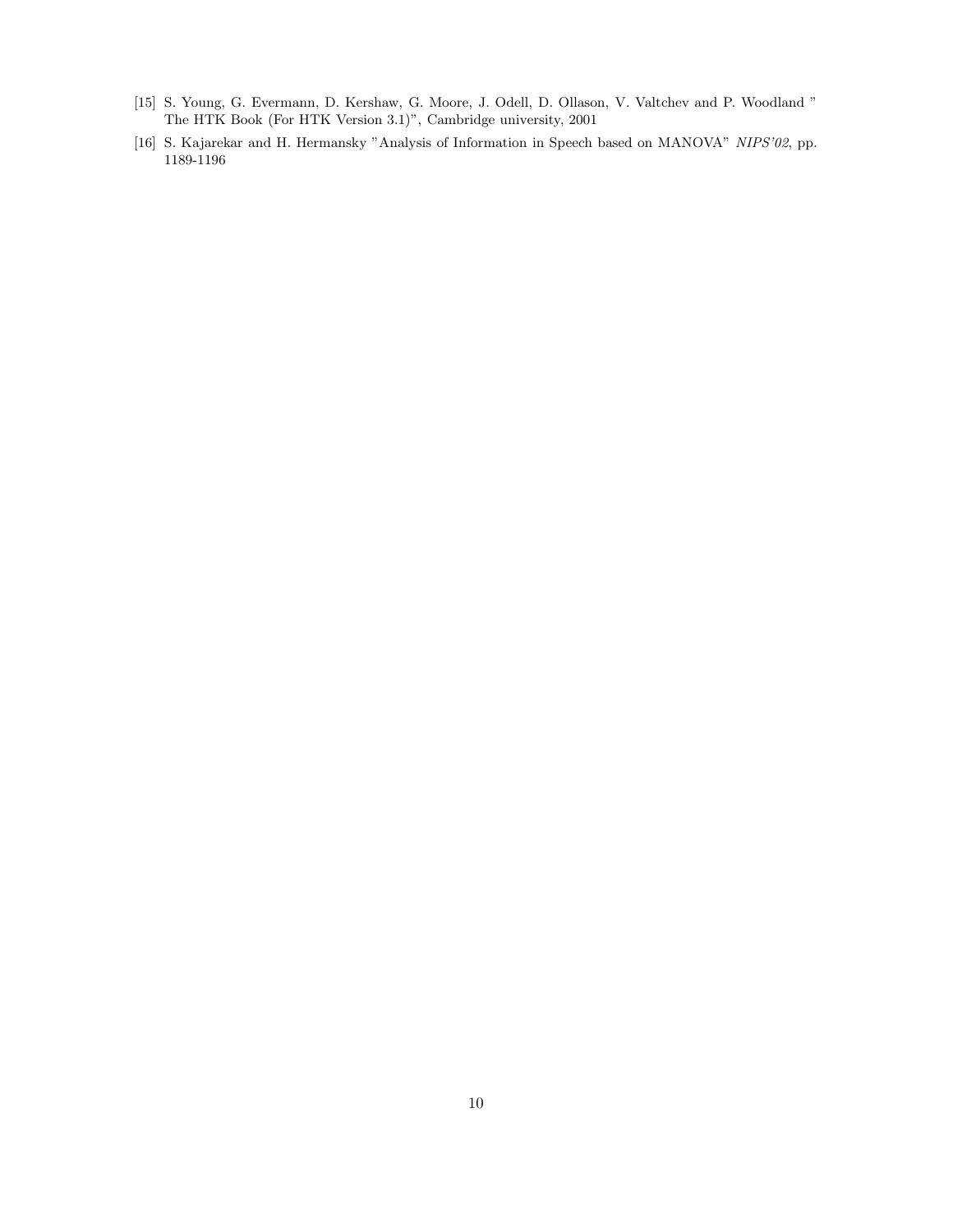[15] S. Young, G. Evermann, D. Kershaw, G. Moore, J. Odell, D. Ollason, V. Valtchev and P. Woodland "The HTK Book (For HTK Version 3.1)", Cambridge university, 2001

[16] S. Kajarekar and H. Hermansky "Analysis of Information in Speech based on MANOVA" *NIPS'02*, pp. 1189-1196